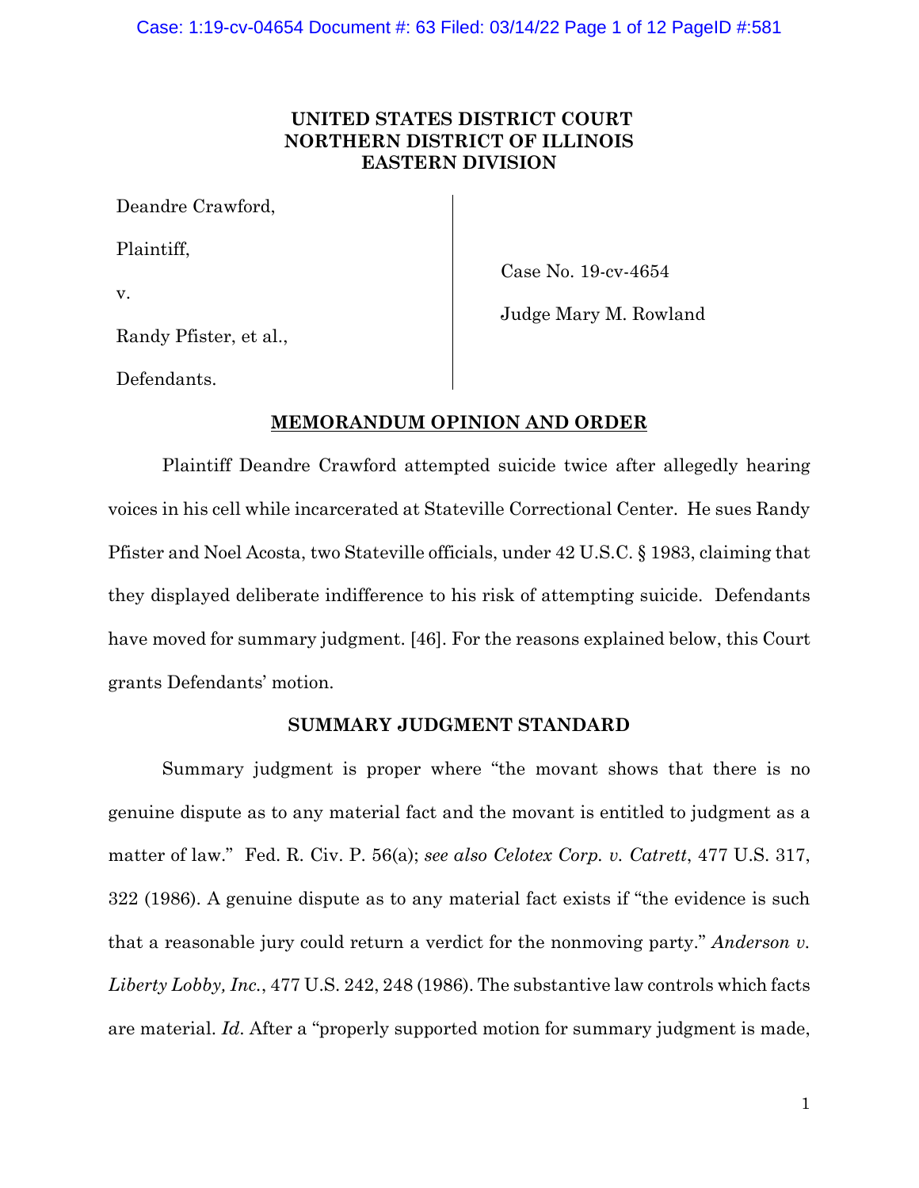**UNITED STATES DISTRICT COURT**
**NORTHERN DISTRICT OF ILLINOIS**
**EASTERN DIVISION**

| | |
|---|---|
| Deandre Crawford,<br><br>Plaintiff,<br><br>v.<br><br>Randy Pfister, et al.,<br><br>Defendants. | Case No. 19-cv-4654<br><br>Judge Mary M. Rowland |

## MEMORANDUM OPINION AND ORDER

Plaintiff Deandre Crawford attempted suicide twice after allegedly hearing voices in his cell while incarcerated at Stateville Correctional Center. He sues Randy Pfister and Noel Acosta, two Stateville officials, under 42 U.S.C. § 1983, claiming that they displayed deliberate indifference to his risk of attempting suicide. Defendants have moved for summary judgment. [46]. For the reasons explained below, this Court grants Defendants' motion.

## SUMMARY JUDGMENT STANDARD

Summary judgment is proper where "the movant shows that there is no genuine dispute as to any material fact and the movant is entitled to judgment as a matter of law." Fed. R. Civ. P. 56(a); *see also Celotex Corp. v. Catrett*, 477 U.S. 317, 322 (1986). A genuine dispute as to any material fact exists if "the evidence is such that a reasonable jury could return a verdict for the nonmoving party." *Anderson v. Liberty Lobby, Inc.*, 477 U.S. 242, 248 (1986). The substantive law controls which facts are material. *Id*. After a "properly supported motion for summary judgment is made,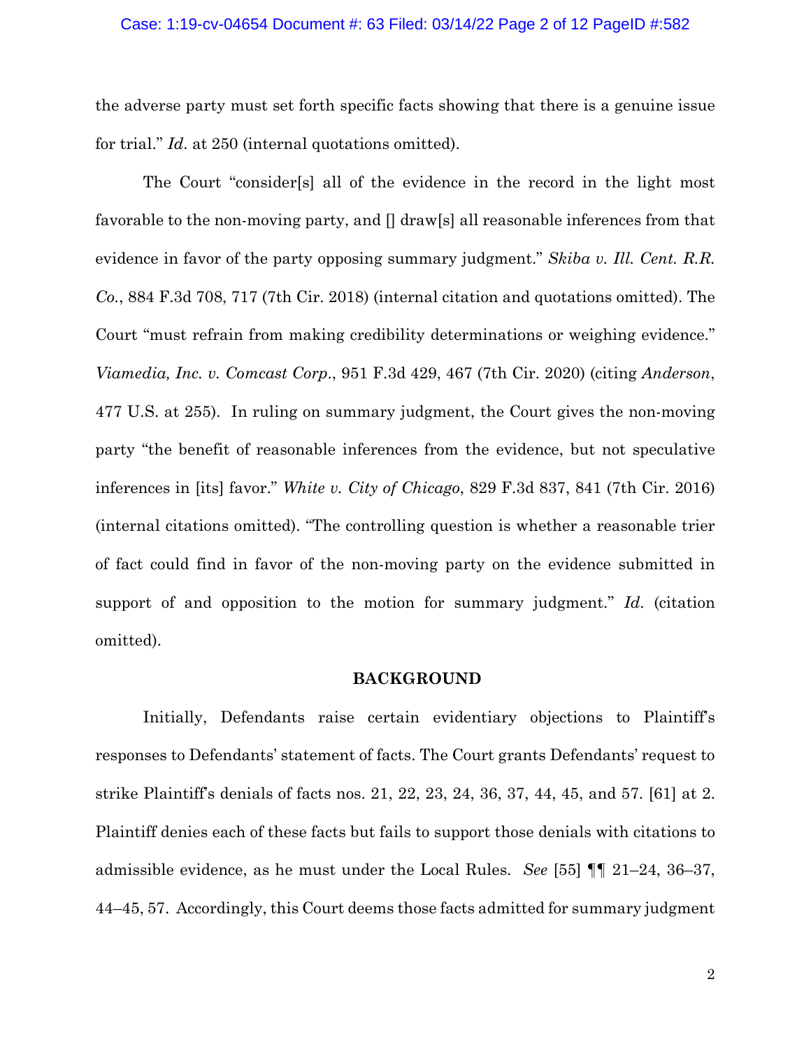the adverse party must set forth specific facts showing that there is a genuine issue for trial." *Id*. at 250 (internal quotations omitted).

The Court "consider[s] all of the evidence in the record in the light most favorable to the non-moving party, and [] draw[s] all reasonable inferences from that evidence in favor of the party opposing summary judgment." *Skiba v. Ill. Cent. R.R. Co.*, 884 F.3d 708, 717 (7th Cir. 2018) (internal citation and quotations omitted). The Court "must refrain from making credibility determinations or weighing evidence." *Viamedia, Inc. v. Comcast Corp*., 951 F.3d 429, 467 (7th Cir. 2020) (citing *Anderson*, 477 U.S. at 255). In ruling on summary judgment, the Court gives the non-moving party "the benefit of reasonable inferences from the evidence, but not speculative inferences in [its] favor." *White v. City of Chicago*, 829 F.3d 837, 841 (7th Cir. 2016) (internal citations omitted). "The controlling question is whether a reasonable trier of fact could find in favor of the non-moving party on the evidence submitted in support of and opposition to the motion for summary judgment." *Id*. (citation omitted).

## BACKGROUND

Initially, Defendants raise certain evidentiary objections to Plaintiff's responses to Defendants' statement of facts. The Court grants Defendants' request to strike Plaintiff's denials of facts nos. 21, 22, 23, 24, 36, 37, 44, 45, and 57. [61] at 2. Plaintiff denies each of these facts but fails to support those denials with citations to admissible evidence, as he must under the Local Rules. *See* [55] ¶¶ 21–24, 36–37, 44–45, 57. Accordingly, this Court deems those facts admitted for summary judgment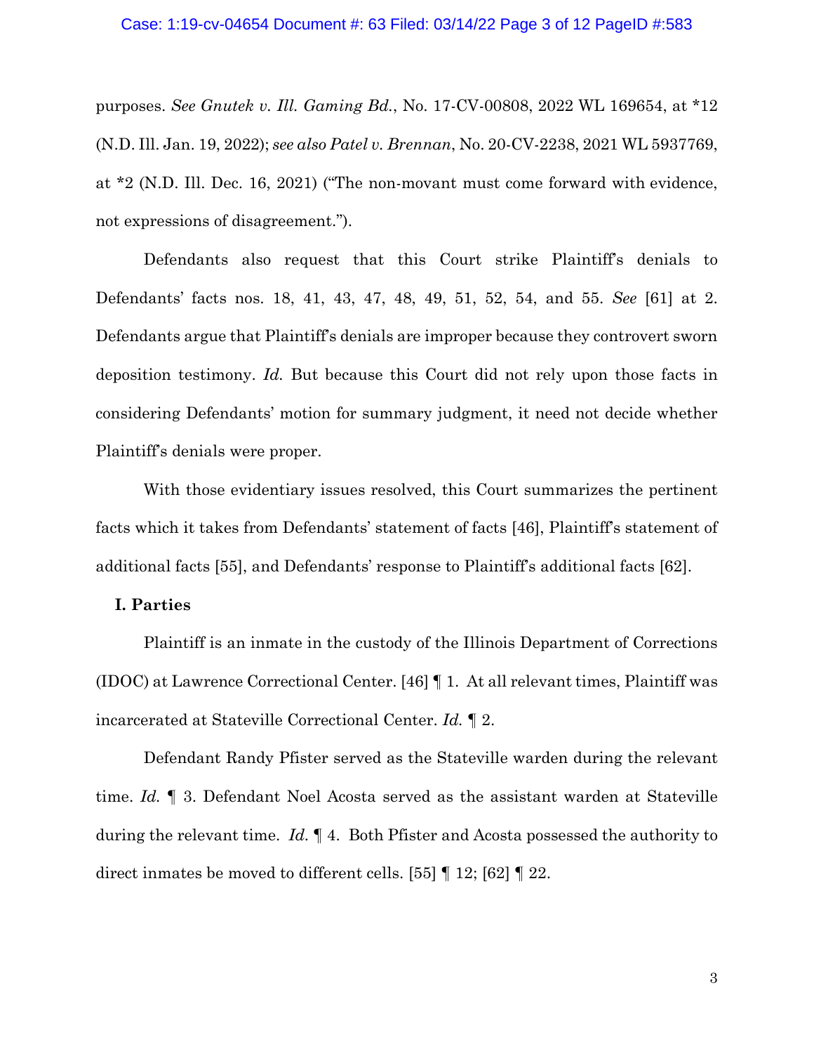purposes. *See Gnutek v. Ill. Gaming Bd.*, No. 17-CV-00808, 2022 WL 169654, at *12 (N.D. Ill. Jan. 19, 2022); *see also Patel v. Brennan*, No. 20-CV-2238, 2021 WL 5937769, at *2 (N.D. Ill. Dec. 16, 2021) ("The non-movant must come forward with evidence, not expressions of disagreement.").

Defendants also request that this Court strike Plaintiff's denials to Defendants' facts nos. 18, 41, 43, 47, 48, 49, 51, 52, 54, and 55. *See* [61] at 2. Defendants argue that Plaintiff's denials are improper because they controvert sworn deposition testimony. *Id.* But because this Court did not rely upon those facts in considering Defendants' motion for summary judgment, it need not decide whether Plaintiff's denials were proper.

With those evidentiary issues resolved, this Court summarizes the pertinent facts which it takes from Defendants' statement of facts [46], Plaintiff's statement of additional facts [55], and Defendants' response to Plaintiff's additional facts [62].

**I. Parties**

Plaintiff is an inmate in the custody of the Illinois Department of Corrections (IDOC) at Lawrence Correctional Center. [46] ¶ 1. At all relevant times, Plaintiff was incarcerated at Stateville Correctional Center. *Id.* ¶ 2.

Defendant Randy Pfister served as the Stateville warden during the relevant time. *Id.* ¶ 3. Defendant Noel Acosta served as the assistant warden at Stateville during the relevant time. *Id.* ¶ 4. Both Pfister and Acosta possessed the authority to direct inmates be moved to different cells. [55] ¶ 12; [62] ¶ 22.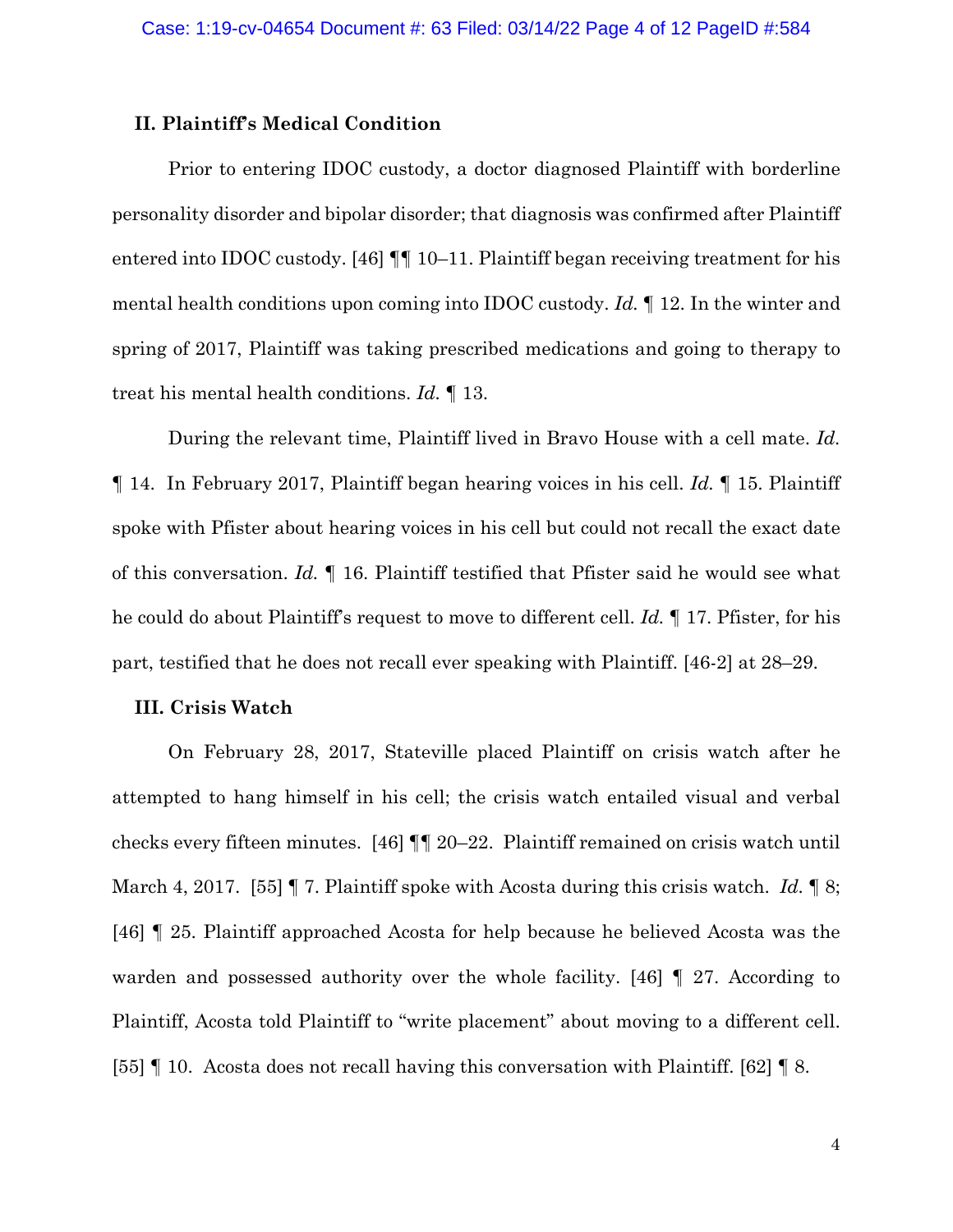## II. Plaintiff's Medical Condition

Prior to entering IDOC custody, a doctor diagnosed Plaintiff with borderline personality disorder and bipolar disorder; that diagnosis was confirmed after Plaintiff entered into IDOC custody. [46] ¶¶ 10–11. Plaintiff began receiving treatment for his mental health conditions upon coming into IDOC custody. *Id.* ¶ 12. In the winter and spring of 2017, Plaintiff was taking prescribed medications and going to therapy to treat his mental health conditions. *Id.* ¶ 13.

During the relevant time, Plaintiff lived in Bravo House with a cell mate. *Id.* ¶ 14. In February 2017, Plaintiff began hearing voices in his cell. *Id.* ¶ 15. Plaintiff spoke with Pfister about hearing voices in his cell but could not recall the exact date of this conversation. *Id.* ¶ 16. Plaintiff testified that Pfister said he would see what he could do about Plaintiff's request to move to different cell. *Id.* ¶ 17. Pfister, for his part, testified that he does not recall ever speaking with Plaintiff. [46-2] at 28–29.

## III. Crisis Watch

On February 28, 2017, Stateville placed Plaintiff on crisis watch after he attempted to hang himself in his cell; the crisis watch entailed visual and verbal checks every fifteen minutes. [46] ¶¶ 20–22. Plaintiff remained on crisis watch until March 4, 2017. [55] ¶ 7. Plaintiff spoke with Acosta during this crisis watch. *Id.* ¶ 8; [46] ¶ 25. Plaintiff approached Acosta for help because he believed Acosta was the warden and possessed authority over the whole facility. [46] ¶ 27. According to Plaintiff, Acosta told Plaintiff to "write placement" about moving to a different cell. [55] ¶ 10. Acosta does not recall having this conversation with Plaintiff. [62] ¶ 8.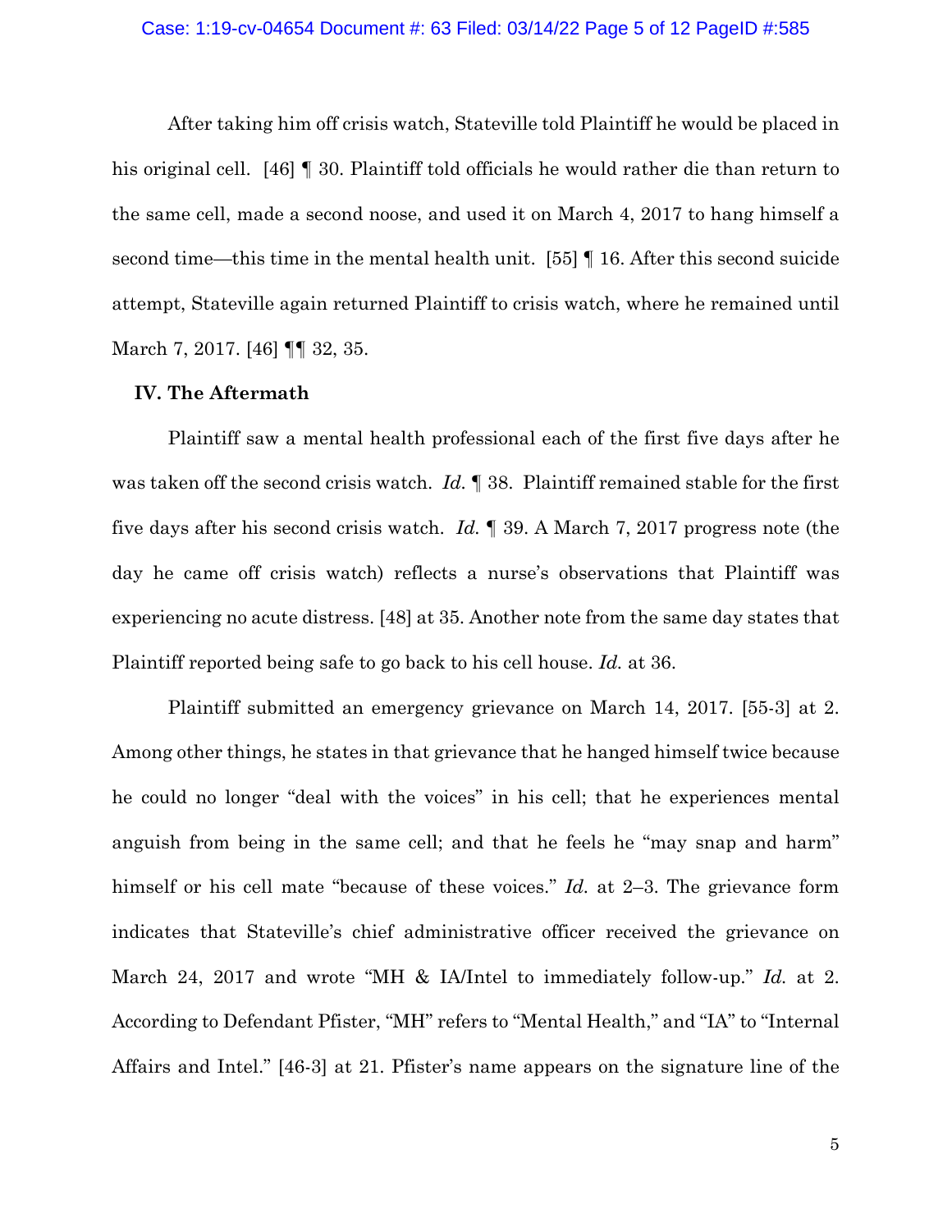After taking him off crisis watch, Stateville told Plaintiff he would be placed in his original cell. [46] ¶ 30. Plaintiff told officials he would rather die than return to the same cell, made a second noose, and used it on March 4, 2017 to hang himself a second time—this time in the mental health unit. [55] ¶ 16. After this second suicide attempt, Stateville again returned Plaintiff to crisis watch, where he remained until March 7, 2017. [46] ¶¶ 32, 35.

### IV. The Aftermath

Plaintiff saw a mental health professional each of the first five days after he was taken off the second crisis watch. *Id.* ¶ 38. Plaintiff remained stable for the first five days after his second crisis watch. *Id.* ¶ 39. A March 7, 2017 progress note (the day he came off crisis watch) reflects a nurse's observations that Plaintiff was experiencing no acute distress. [48] at 35. Another note from the same day states that Plaintiff reported being safe to go back to his cell house. *Id.* at 36.

Plaintiff submitted an emergency grievance on March 14, 2017. [55-3] at 2. Among other things, he states in that grievance that he hanged himself twice because he could no longer "deal with the voices" in his cell; that he experiences mental anguish from being in the same cell; and that he feels he "may snap and harm" himself or his cell mate "because of these voices." *Id.* at 2–3. The grievance form indicates that Stateville's chief administrative officer received the grievance on March 24, 2017 and wrote "MH & IA/Intel to immediately follow-up." *Id.* at 2. According to Defendant Pfister, "MH" refers to "Mental Health," and "IA" to "Internal Affairs and Intel." [46-3] at 21. Pfister's name appears on the signature line of the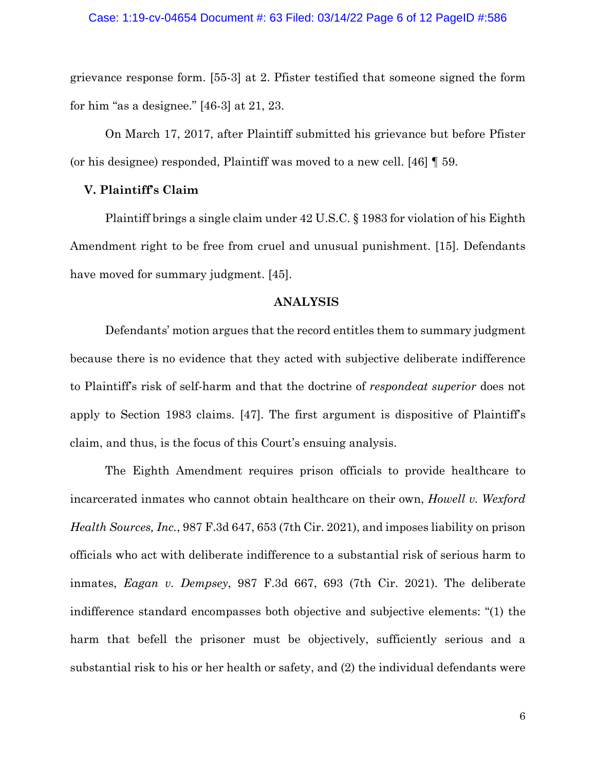grievance response form. [55-3] at 2. Pfister testified that someone signed the form for him "as a designee." [46-3] at 21, 23.

On March 17, 2017, after Plaintiff submitted his grievance but before Pfister (or his designee) responded, Plaintiff was moved to a new cell. [46] ¶ 59.

### V. Plaintiff's Claim

Plaintiff brings a single claim under 42 U.S.C. § 1983 for violation of his Eighth Amendment right to be free from cruel and unusual punishment. [15]. Defendants have moved for summary judgment. [45].

## ANALYSIS

Defendants' motion argues that the record entitles them to summary judgment because there is no evidence that they acted with subjective deliberate indifference to Plaintiff's risk of self-harm and that the doctrine of *respondeat superior* does not apply to Section 1983 claims. [47]. The first argument is dispositive of Plaintiff's claim, and thus, is the focus of this Court's ensuing analysis.

The Eighth Amendment requires prison officials to provide healthcare to incarcerated inmates who cannot obtain healthcare on their own, *Howell v. Wexford Health Sources, Inc.*, 987 F.3d 647, 653 (7th Cir. 2021), and imposes liability on prison officials who act with deliberate indifference to a substantial risk of serious harm to inmates, *Eagan v. Dempsey*, 987 F.3d 667, 693 (7th Cir. 2021). The deliberate indifference standard encompasses both objective and subjective elements: "(1) the harm that befell the prisoner must be objectively, sufficiently serious and a substantial risk to his or her health or safety, and (2) the individual defendants were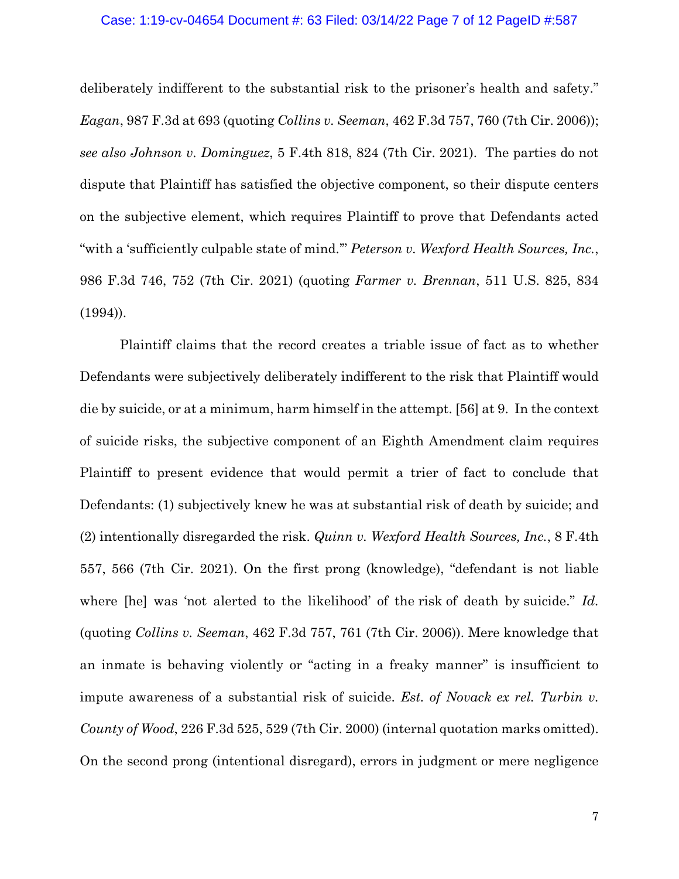deliberately indifferent to the substantial risk to the prisoner's health and safety." *Eagan*, 987 F.3d at 693 (quoting *Collins v. Seeman*, 462 F.3d 757, 760 (7th Cir. 2006)); *see also Johnson v. Dominguez*, 5 F.4th 818, 824 (7th Cir. 2021). The parties do not dispute that Plaintiff has satisfied the objective component, so their dispute centers on the subjective element, which requires Plaintiff to prove that Defendants acted "with a 'sufficiently culpable state of mind.'" *Peterson v. Wexford Health Sources, Inc.*, 986 F.3d 746, 752 (7th Cir. 2021) (quoting *Farmer v. Brennan*, 511 U.S. 825, 834 (1994)).

Plaintiff claims that the record creates a triable issue of fact as to whether Defendants were subjectively deliberately indifferent to the risk that Plaintiff would die by suicide, or at a minimum, harm himself in the attempt. [56] at 9. In the context of suicide risks, the subjective component of an Eighth Amendment claim requires Plaintiff to present evidence that would permit a trier of fact to conclude that Defendants: (1) subjectively knew he was at substantial risk of death by suicide; and (2) intentionally disregarded the risk. *Quinn v. Wexford Health Sources, Inc.*, 8 F.4th 557, 566 (7th Cir. 2021). On the first prong (knowledge), "defendant is not liable where [he] was 'not alerted to the likelihood' of the risk of death by suicide." *Id.* (quoting *Collins v. Seeman*, 462 F.3d 757, 761 (7th Cir. 2006)). Mere knowledge that an inmate is behaving violently or "acting in a freaky manner" is insufficient to impute awareness of a substantial risk of suicide. *Est. of Novack ex rel. Turbin v. County of Wood*, 226 F.3d 525, 529 (7th Cir. 2000) (internal quotation marks omitted). On the second prong (intentional disregard), errors in judgment or mere negligence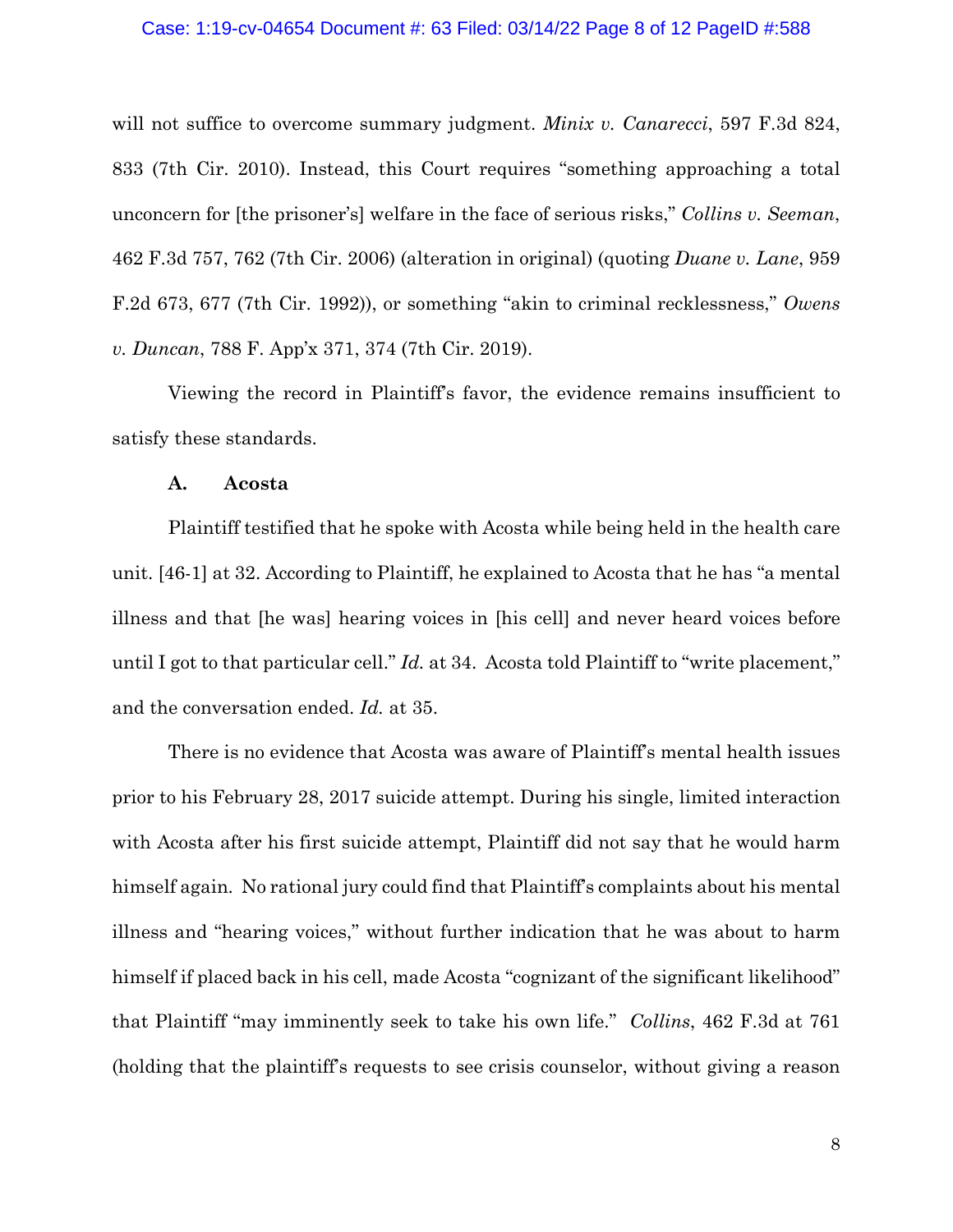will not suffice to overcome summary judgment. *Minix v. Canarecci*, 597 F.3d 824, 833 (7th Cir. 2010). Instead, this Court requires "something approaching a total unconcern for [the prisoner's] welfare in the face of serious risks," *Collins v. Seeman*, 462 F.3d 757, 762 (7th Cir. 2006) (alteration in original) (quoting *Duane v. Lane*, 959 F.2d 673, 677 (7th Cir. 1992)), or something "akin to criminal recklessness," *Owens v. Duncan*, 788 F. App'x 371, 374 (7th Cir. 2019).

Viewing the record in Plaintiff's favor, the evidence remains insufficient to satisfy these standards.

### A. Acosta

Plaintiff testified that he spoke with Acosta while being held in the health care unit. [46-1] at 32. According to Plaintiff, he explained to Acosta that he has "a mental illness and that [he was] hearing voices in [his cell] and never heard voices before until I got to that particular cell." *Id.* at 34. Acosta told Plaintiff to "write placement," and the conversation ended. *Id.* at 35.

There is no evidence that Acosta was aware of Plaintiff's mental health issues prior to his February 28, 2017 suicide attempt. During his single, limited interaction with Acosta after his first suicide attempt, Plaintiff did not say that he would harm himself again. No rational jury could find that Plaintiff's complaints about his mental illness and "hearing voices," without further indication that he was about to harm himself if placed back in his cell, made Acosta "cognizant of the significant likelihood" that Plaintiff "may imminently seek to take his own life." *Collins*, 462 F.3d at 761 (holding that the plaintiff's requests to see crisis counselor, without giving a reason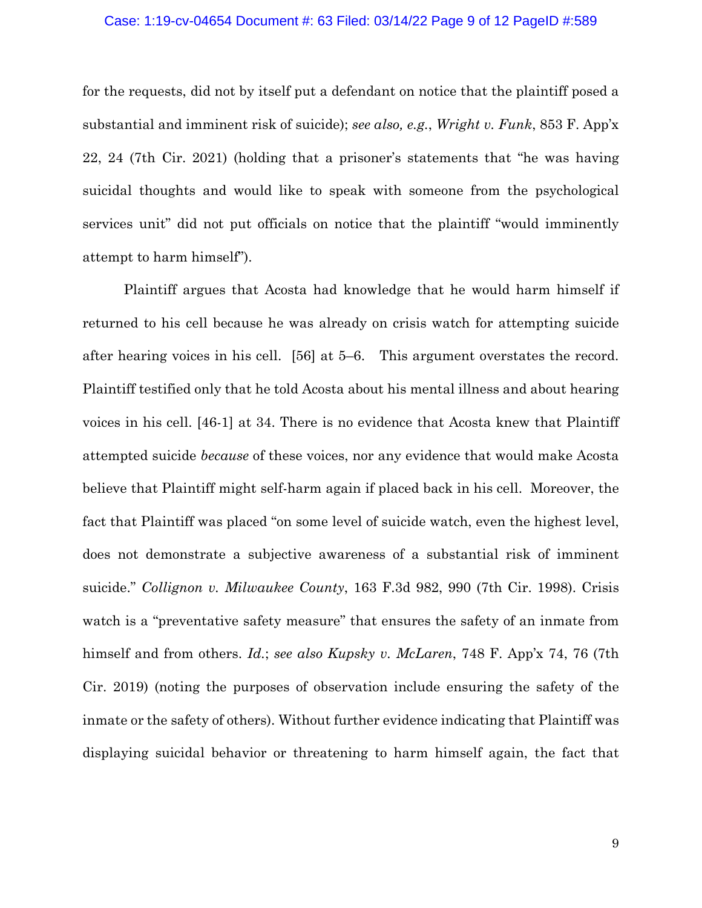for the requests, did not by itself put a defendant on notice that the plaintiff posed a substantial and imminent risk of suicide); *see also, e.g.*, *Wright v. Funk*, 853 F. App'x 22, 24 (7th Cir. 2021) (holding that a prisoner's statements that "he was having suicidal thoughts and would like to speak with someone from the psychological services unit" did not put officials on notice that the plaintiff "would imminently attempt to harm himself").

Plaintiff argues that Acosta had knowledge that he would harm himself if returned to his cell because he was already on crisis watch for attempting suicide after hearing voices in his cell. [56] at 5–6. This argument overstates the record. Plaintiff testified only that he told Acosta about his mental illness and about hearing voices in his cell. [46-1] at 34. There is no evidence that Acosta knew that Plaintiff attempted suicide *because* of these voices, nor any evidence that would make Acosta believe that Plaintiff might self-harm again if placed back in his cell. Moreover, the fact that Plaintiff was placed "on some level of suicide watch, even the highest level, does not demonstrate a subjective awareness of a substantial risk of imminent suicide." *Collignon v. Milwaukee County*, 163 F.3d 982, 990 (7th Cir. 1998). Crisis watch is a "preventative safety measure" that ensures the safety of an inmate from himself and from others. *Id.*; *see also Kupsky v. McLaren*, 748 F. App'x 74, 76 (7th Cir. 2019) (noting the purposes of observation include ensuring the safety of the inmate or the safety of others). Without further evidence indicating that Plaintiff was displaying suicidal behavior or threatening to harm himself again, the fact that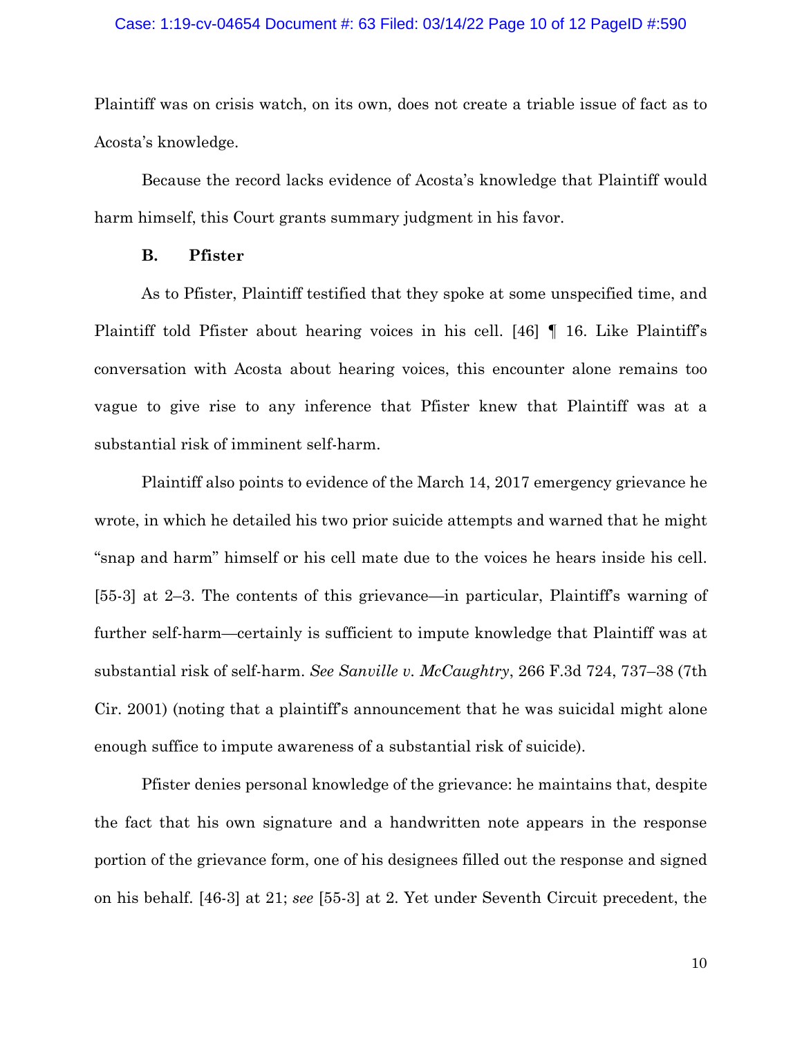Plaintiff was on crisis watch, on its own, does not create a triable issue of fact as to Acosta's knowledge.

Because the record lacks evidence of Acosta's knowledge that Plaintiff would harm himself, this Court grants summary judgment in his favor.

### B. Pfister

As to Pfister, Plaintiff testified that they spoke at some unspecified time, and Plaintiff told Pfister about hearing voices in his cell. [46] ¶ 16. Like Plaintiff's conversation with Acosta about hearing voices, this encounter alone remains too vague to give rise to any inference that Pfister knew that Plaintiff was at a substantial risk of imminent self-harm.

Plaintiff also points to evidence of the March 14, 2017 emergency grievance he wrote, in which he detailed his two prior suicide attempts and warned that he might "snap and harm" himself or his cell mate due to the voices he hears inside his cell. [55-3] at 2–3. The contents of this grievance—in particular, Plaintiff's warning of further self-harm—certainly is sufficient to impute knowledge that Plaintiff was at substantial risk of self-harm. *See Sanville v. McCaughtry*, 266 F.3d 724, 737–38 (7th Cir. 2001) (noting that a plaintiff's announcement that he was suicidal might alone enough suffice to impute awareness of a substantial risk of suicide).

Pfister denies personal knowledge of the grievance: he maintains that, despite the fact that his own signature and a handwritten note appears in the response portion of the grievance form, one of his designees filled out the response and signed on his behalf. [46-3] at 21; *see* [55-3] at 2. Yet under Seventh Circuit precedent, the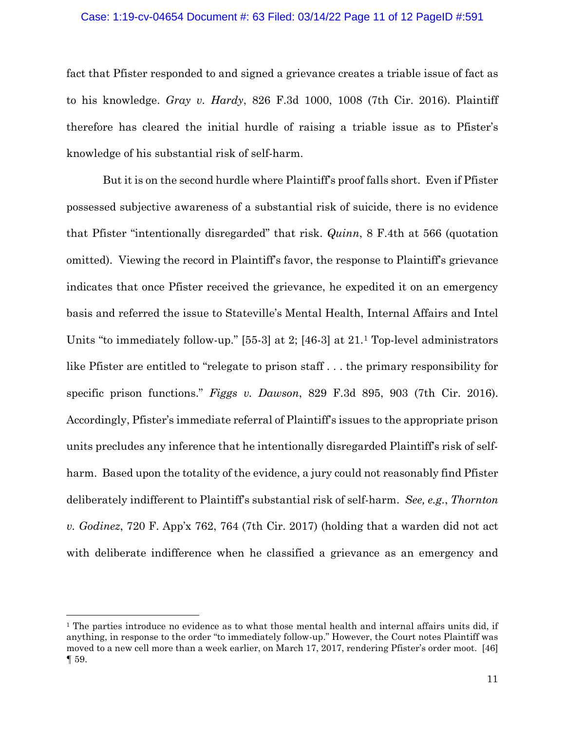fact that Pfister responded to and signed a grievance creates a triable issue of fact as to his knowledge. *Gray v. Hardy*, 826 F.3d 1000, 1008 (7th Cir. 2016). Plaintiff therefore has cleared the initial hurdle of raising a triable issue as to Pfister's knowledge of his substantial risk of self-harm.

But it is on the second hurdle where Plaintiff's proof falls short. Even if Pfister possessed subjective awareness of a substantial risk of suicide, there is no evidence that Pfister "intentionally disregarded" that risk. *Quinn*, 8 F.4th at 566 (quotation omitted). Viewing the record in Plaintiff's favor, the response to Plaintiff's grievance indicates that once Pfister received the grievance, he expedited it on an emergency basis and referred the issue to Stateville's Mental Health, Internal Affairs and Intel Units "to immediately follow-up." [55-3] at 2; [46-3] at 21.[1] Top-level administrators like Pfister are entitled to "relegate to prison staff . . . the primary responsibility for specific prison functions." *Figgs v. Dawson*, 829 F.3d 895, 903 (7th Cir. 2016). Accordingly, Pfister's immediate referral of Plaintiff's issues to the appropriate prison units precludes any inference that he intentionally disregarded Plaintiff's risk of self-harm. Based upon the totality of the evidence, a jury could not reasonably find Pfister deliberately indifferent to Plaintiff's substantial risk of self-harm. *See, e.g.*, *Thornton v. Godinez*, 720 F. App'x 762, 764 (7th Cir. 2017) (holding that a warden did not act with deliberate indifference when he classified a grievance as an emergency and

---

[1] The parties introduce no evidence as to what those mental health and internal affairs units did, if anything, in response to the order "to immediately follow-up." However, the Court notes Plaintiff was moved to a new cell more than a week earlier, on March 17, 2017, rendering Pfister's order moot. [46] ¶ 59.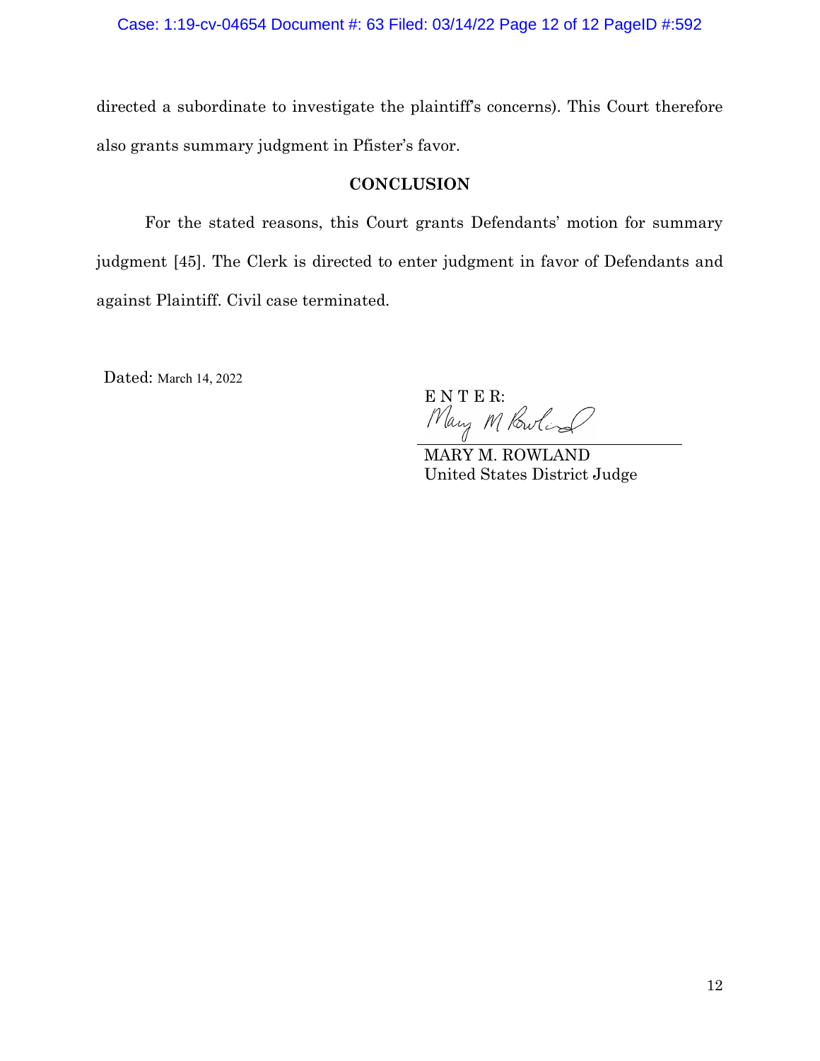directed a subordinate to investigate the plaintiff's concerns). This Court therefore also grants summary judgment in Pfister's favor.

## CONCLUSION

For the stated reasons, this Court grants Defendants' motion for summary judgment [45]. The Clerk is directed to enter judgment in favor of Defendants and against Plaintiff. Civil case terminated.

Dated: March 14, 2022

E N T E R:

MARY M. ROWLAND
United States District Judge